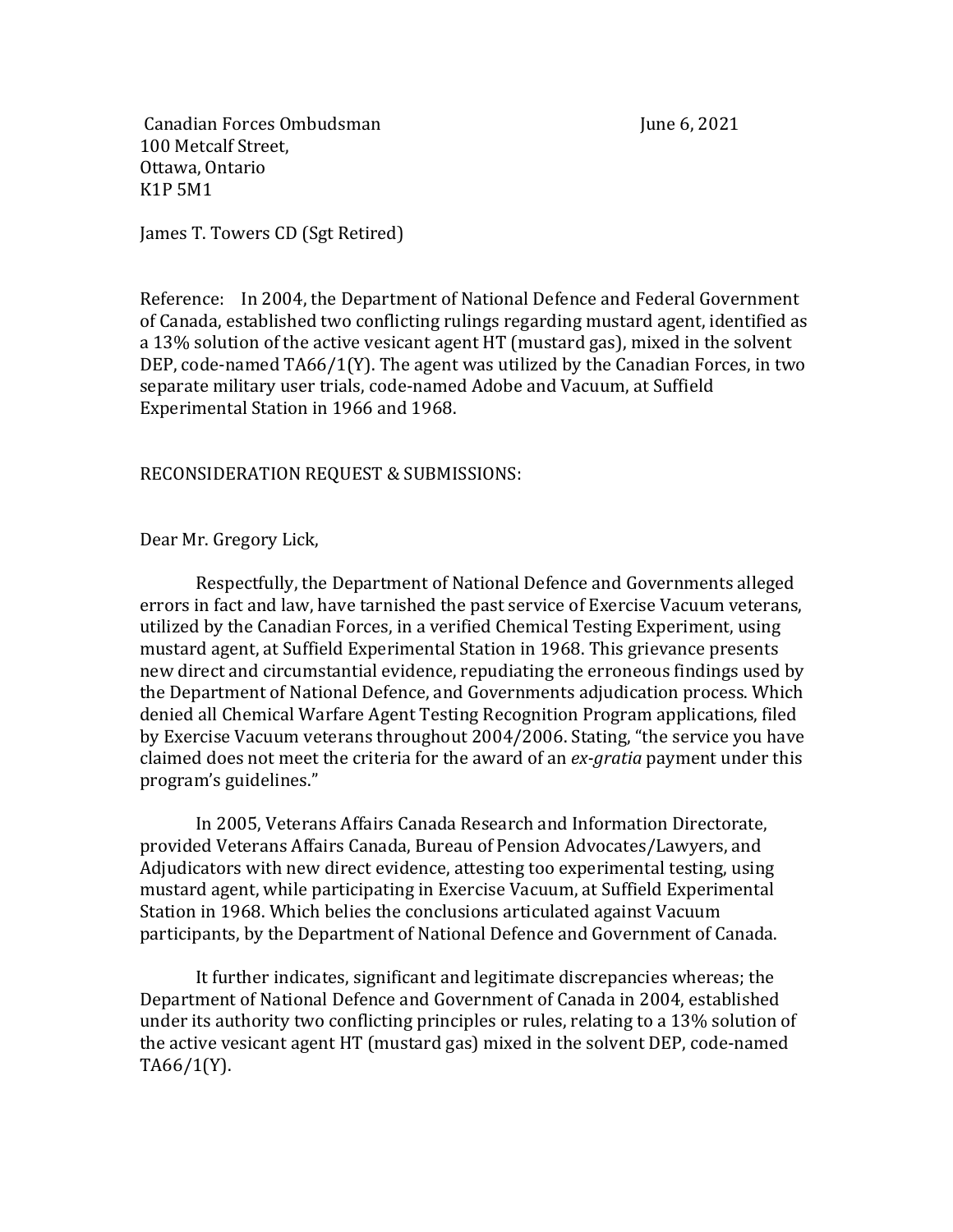Canadian Forces Ombudsman  
100 Metcalf Street,  
Ottawa, Ontario  
K1P 5M1

June 6, 2021

James T. Towers CD (Sgt Retired)

Reference: In 2004, the Department of National Defence and Federal Government of Canada, established two conflicting rulings regarding mustard agent, identified as a 13% solution of the active vesicant agent HT (mustard gas), mixed in the solvent DEP, code-named TA66/1(Y). The agent was utilized by the Canadian Forces, in two separate military user trials, code-named Adobe and Vacuum, at Suffield Experimental Station in 1966 and 1968.

RECONSIDERATION REQUEST & SUBMISSIONS:

Dear Mr. Gregory Lick,

Respectfully, the Department of National Defence and Governments alleged errors in fact and law, have tarnished the past service of Exercise Vacuum veterans, utilized by the Canadian Forces, in a verified Chemical Testing Experiment, using mustard agent, at Suffield Experimental Station in 1968. This grievance presents new direct and circumstantial evidence, repudiating the erroneous findings used by the Department of National Defence, and Governments adjudication process. Which denied all Chemical Warfare Agent Testing Recognition Program applications, filed by Exercise Vacuum veterans throughout 2004/2006. Stating, "the service you have claimed does not meet the criteria for the award of an *ex-gratia* payment under this program's guidelines."

In 2005, Veterans Affairs Canada Research and Information Directorate, provided Veterans Affairs Canada, Bureau of Pension Advocates/Lawyers, and Adjudicators with new direct evidence, attesting too experimental testing, using mustard agent, while participating in Exercise Vacuum, at Suffield Experimental Station in 1968. Which belies the conclusions articulated against Vacuum participants, by the Department of National Defence and Government of Canada.

It further indicates, significant and legitimate discrepancies whereas; the Department of National Defence and Government of Canada in 2004, established under its authority two conflicting principles or rules, relating to a 13% solution of the active vesicant agent HT (mustard gas) mixed in the solvent DEP, code-named TA66/1(Y).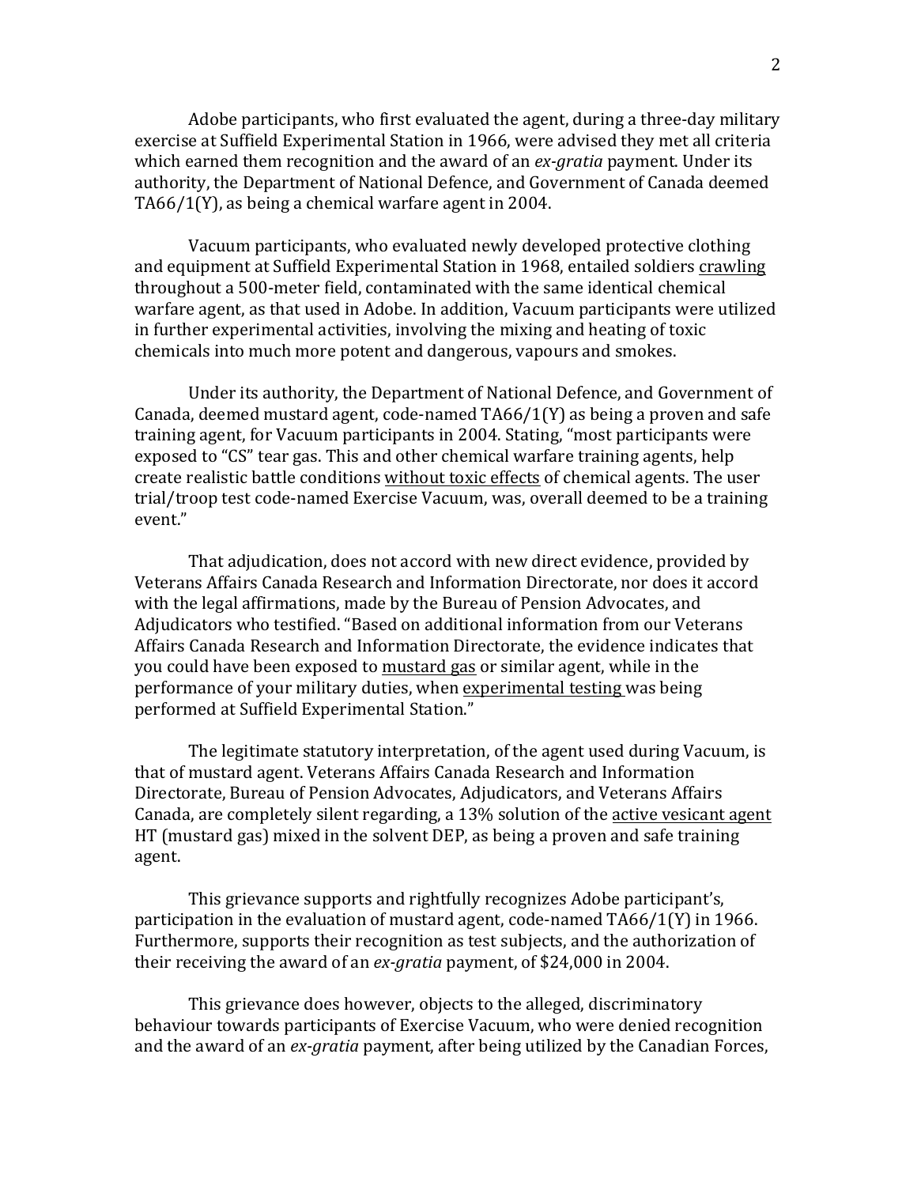Adobe participants, who first evaluated the agent, during a three-day military exercise at Suffield Experimental Station in 1966, were advised they met all criteria which earned them recognition and the award of an *ex-gratia* payment. Under its authority, the Department of National Defence, and Government of Canada deemed TA66/1(Y), as being a chemical warfare agent in 2004.

Vacuum participants, who evaluated newly developed protective clothing and equipment at Suffield Experimental Station in 1968, entailed soldiers <u>crawling</u> throughout a 500-meter field, contaminated with the same identical chemical warfare agent, as that used in Adobe. In addition, Vacuum participants were utilized in further experimental activities, involving the mixing and heating of toxic chemicals into much more potent and dangerous, vapours and smokes.

Under its authority, the Department of National Defence, and Government of Canada, deemed mustard agent, code-named TA66/1(Y) as being a proven and safe training agent, for Vacuum participants in 2004. Stating, "most participants were exposed to "CS" tear gas. This and other chemical warfare training agents, help create realistic battle conditions <u>without toxic effects</u> of chemical agents. The user trial/troop test code-named Exercise Vacuum, was, overall deemed to be a training event."

That adjudication, does not accord with new direct evidence, provided by Veterans Affairs Canada Research and Information Directorate, nor does it accord with the legal affirmations, made by the Bureau of Pension Advocates, and Adjudicators who testified. "Based on additional information from our Veterans Affairs Canada Research and Information Directorate, the evidence indicates that you could have been exposed to <u>mustard gas</u> or similar agent, while in the performance of your military duties, when <u>experimental testing</u> was being performed at Suffield Experimental Station."

The legitimate statutory interpretation, of the agent used during Vacuum, is that of mustard agent. Veterans Affairs Canada Research and Information Directorate, Bureau of Pension Advocates, Adjudicators, and Veterans Affairs Canada, are completely silent regarding, a 13% solution of the <u>active vesicant agent</u> HT (mustard gas) mixed in the solvent DEP, as being a proven and safe training agent.

This grievance supports and rightfully recognizes Adobe participant's, participation in the evaluation of mustard agent, code-named TA66/1(Y) in 1966. Furthermore, supports their recognition as test subjects, and the authorization of their receiving the award of an *ex-gratia* payment, of $24,000 in 2004.

This grievance does however, objects to the alleged, discriminatory behaviour towards participants of Exercise Vacuum, who were denied recognition and the award of an *ex-gratia* payment, after being utilized by the Canadian Forces,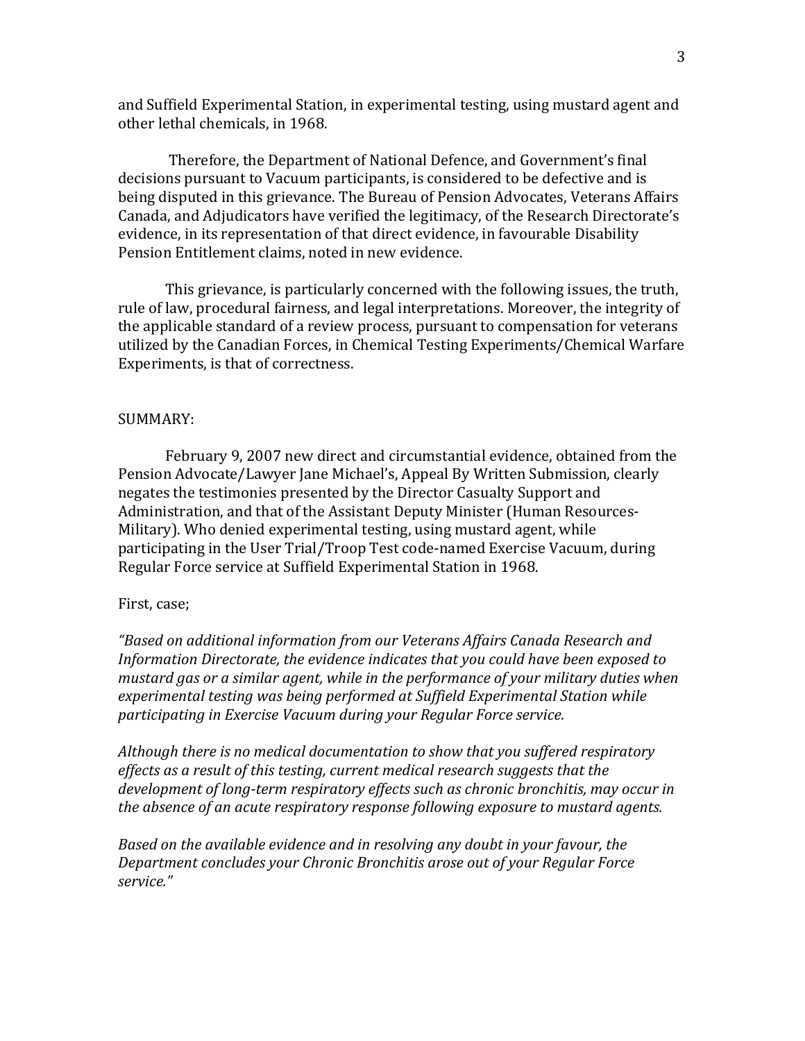and Suffield Experimental Station, in experimental testing, using mustard agent and other lethal chemicals, in 1968.

Therefore, the Department of National Defence, and Government's final decisions pursuant to Vacuum participants, is considered to be defective and is being disputed in this grievance. The Bureau of Pension Advocates, Veterans Affairs Canada, and Adjudicators have verified the legitimacy, of the Research Directorate's evidence, in its representation of that direct evidence, in favourable Disability Pension Entitlement claims, noted in new evidence.

This grievance, is particularly concerned with the following issues, the truth, rule of law, procedural fairness, and legal interpretations. Moreover, the integrity of the applicable standard of a review process, pursuant to compensation for veterans utilized by the Canadian Forces, in Chemical Testing Experiments/Chemical Warfare Experiments, is that of correctness.

SUMMARY:

February 9, 2007 new direct and circumstantial evidence, obtained from the Pension Advocate/Lawyer Jane Michael's, Appeal By Written Submission, clearly negates the testimonies presented by the Director Casualty Support and Administration, and that of the Assistant Deputy Minister (Human Resources-Military). Who denied experimental testing, using mustard agent, while participating in the User Trial/Troop Test code-named Exercise Vacuum, during Regular Force service at Suffield Experimental Station in 1968.

First, case;

*"Based on additional information from our Veterans Affairs Canada Research and Information Directorate, the evidence indicates that you could have been exposed to mustard gas or a similar agent, while in the performance of your military duties when experimental testing was being performed at Suffield Experimental Station while participating in Exercise Vacuum during your Regular Force service.*

*Although there is no medical documentation to show that you suffered respiratory effects as a result of this testing, current medical research suggests that the development of long-term respiratory effects such as chronic bronchitis, may occur in the absence of an acute respiratory response following exposure to mustard agents.*

*Based on the available evidence and in resolving any doubt in your favour, the Department concludes your Chronic Bronchitis arose out of your Regular Force service."*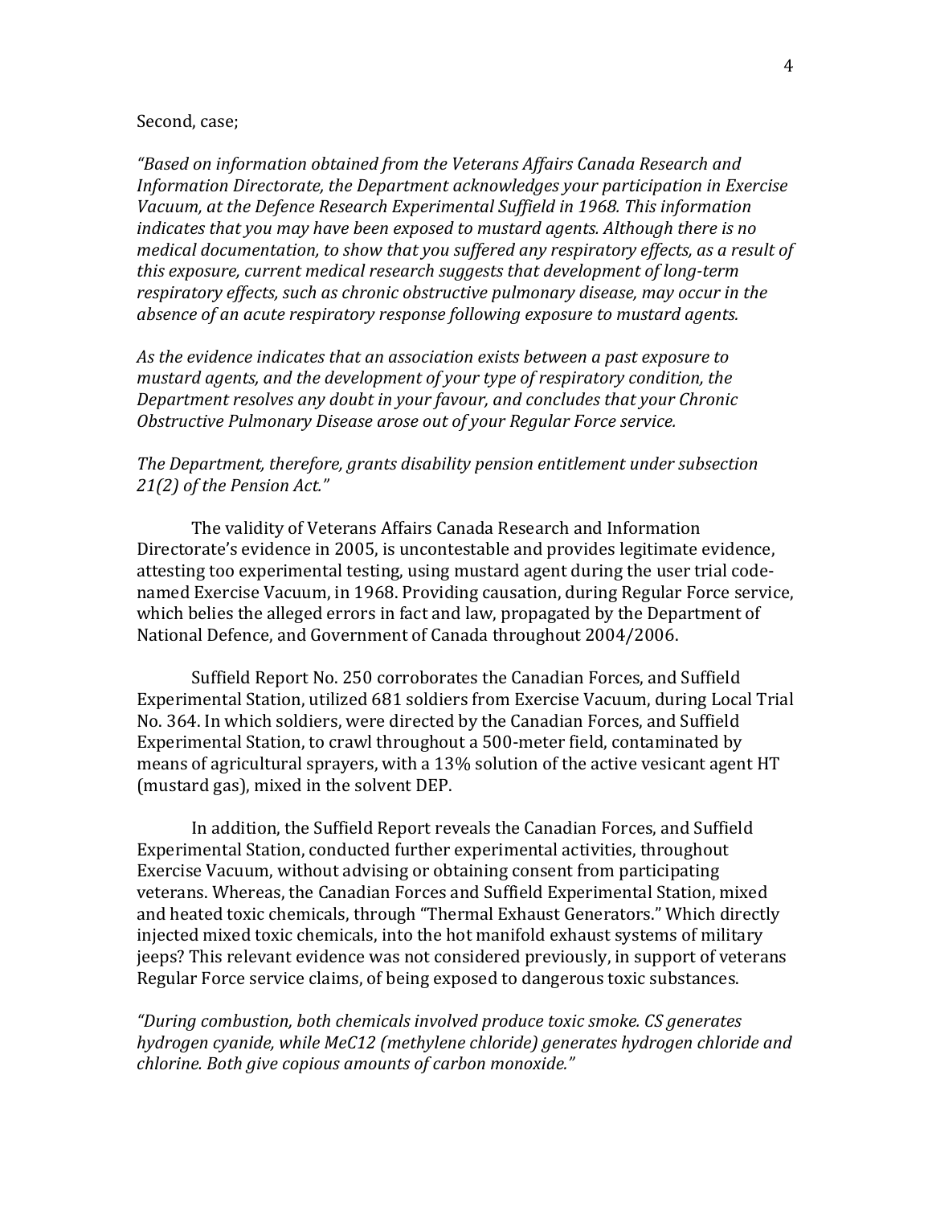Second, case;

*"Based on information obtained from the Veterans Affairs Canada Research and Information Directorate, the Department acknowledges your participation in Exercise Vacuum, at the Defence Research Experimental Suffield in 1968. This information indicates that you may have been exposed to mustard agents. Although there is no medical documentation, to show that you suffered any respiratory effects, as a result of this exposure, current medical research suggests that development of long-term respiratory effects, such as chronic obstructive pulmonary disease, may occur in the absence of an acute respiratory response following exposure to mustard agents.*

*As the evidence indicates that an association exists between a past exposure to mustard agents, and the development of your type of respiratory condition, the Department resolves any doubt in your favour, and concludes that your Chronic Obstructive Pulmonary Disease arose out of your Regular Force service.*

*The Department, therefore, grants disability pension entitlement under subsection 21(2) of the Pension Act."*

The validity of Veterans Affairs Canada Research and Information Directorate's evidence in 2005, is uncontestable and provides legitimate evidence, attesting too experimental testing, using mustard agent during the user trial code-named Exercise Vacuum, in 1968. Providing causation, during Regular Force service, which belies the alleged errors in fact and law, propagated by the Department of National Defence, and Government of Canada throughout 2004/2006.

Suffield Report No. 250 corroborates the Canadian Forces, and Suffield Experimental Station, utilized 681 soldiers from Exercise Vacuum, during Local Trial No. 364. In which soldiers, were directed by the Canadian Forces, and Suffield Experimental Station, to crawl throughout a 500-meter field, contaminated by means of agricultural sprayers, with a 13% solution of the active vesicant agent HT (mustard gas), mixed in the solvent DEP.

In addition, the Suffield Report reveals the Canadian Forces, and Suffield Experimental Station, conducted further experimental activities, throughout Exercise Vacuum, without advising or obtaining consent from participating veterans. Whereas, the Canadian Forces and Suffield Experimental Station, mixed and heated toxic chemicals, through "Thermal Exhaust Generators." Which directly injected mixed toxic chemicals, into the hot manifold exhaust systems of military jeeps? This relevant evidence was not considered previously, in support of veterans Regular Force service claims, of being exposed to dangerous toxic substances.

*"During combustion, both chemicals involved produce toxic smoke. CS generates hydrogen cyanide, while MeC12 (methylene chloride) generates hydrogen chloride and chlorine. Both give copious amounts of carbon monoxide."*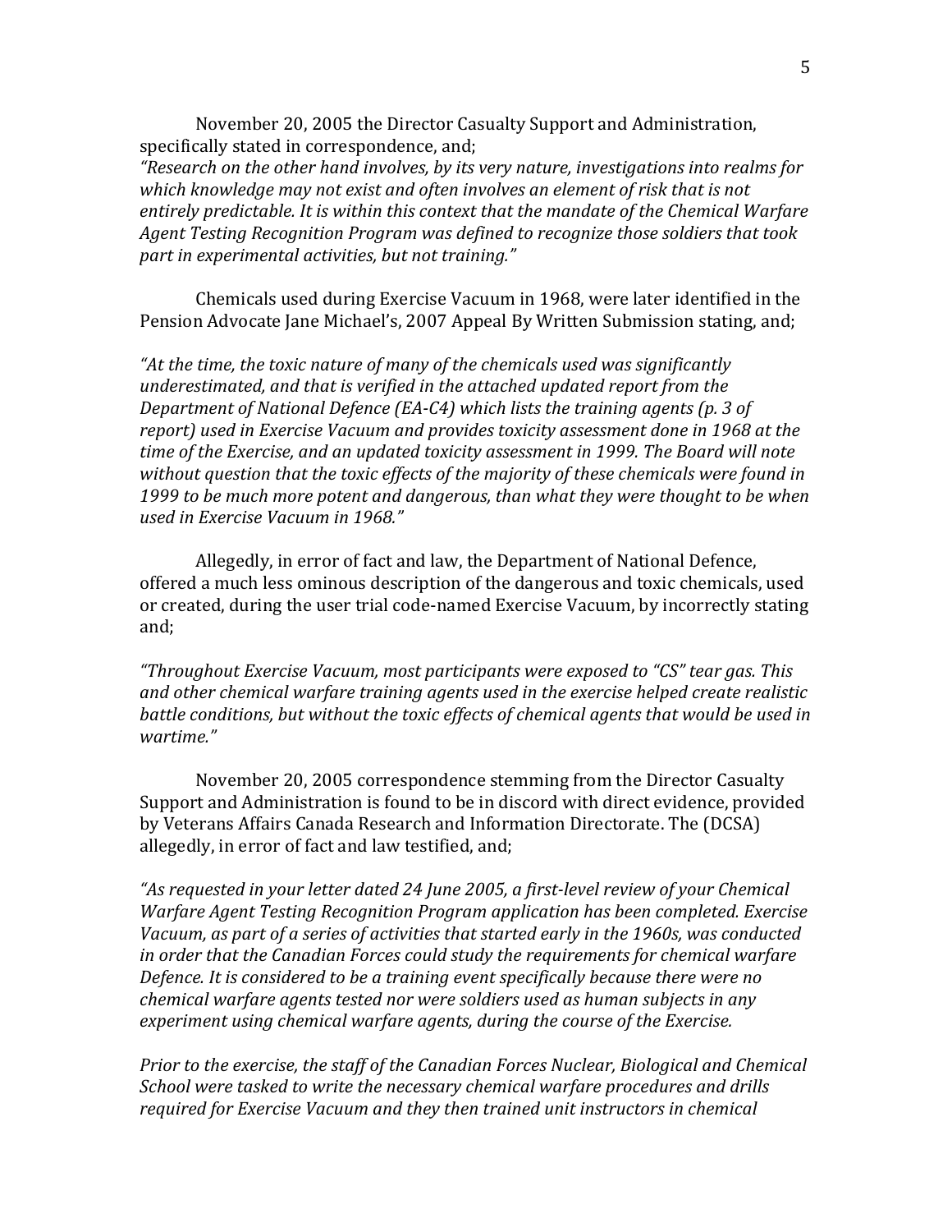November 20, 2005 the Director Casualty Support and Administration, specifically stated in correspondence, and;

*"Research on the other hand involves, by its very nature, investigations into realms for which knowledge may not exist and often involves an element of risk that is not entirely predictable. It is within this context that the mandate of the Chemical Warfare Agent Testing Recognition Program was defined to recognize those soldiers that took part in experimental activities, but not training."*

Chemicals used during Exercise Vacuum in 1968, were later identified in the Pension Advocate Jane Michael's, 2007 Appeal By Written Submission stating, and;

*"At the time, the toxic nature of many of the chemicals used was significantly underestimated, and that is verified in the attached updated report from the Department of National Defence (EA-C4) which lists the training agents (p. 3 of report) used in Exercise Vacuum and provides toxicity assessment done in 1968 at the time of the Exercise, and an updated toxicity assessment in 1999. The Board will note without question that the toxic effects of the majority of these chemicals were found in 1999 to be much more potent and dangerous, than what they were thought to be when used in Exercise Vacuum in 1968."*

Allegedly, in error of fact and law, the Department of National Defence, offered a much less ominous description of the dangerous and toxic chemicals, used or created, during the user trial code-named Exercise Vacuum, by incorrectly stating and;

*"Throughout Exercise Vacuum, most participants were exposed to "CS" tear gas. This and other chemical warfare training agents used in the exercise helped create realistic battle conditions, but without the toxic effects of chemical agents that would be used in wartime."*

November 20, 2005 correspondence stemming from the Director Casualty Support and Administration is found to be in discord with direct evidence, provided by Veterans Affairs Canada Research and Information Directorate. The (DCSA) allegedly, in error of fact and law testified, and;

*"As requested in your letter dated 24 June 2005, a first-level review of your Chemical Warfare Agent Testing Recognition Program application has been completed. Exercise Vacuum, as part of a series of activities that started early in the 1960s, was conducted in order that the Canadian Forces could study the requirements for chemical warfare Defence. It is considered to be a training event specifically because there were no chemical warfare agents tested nor were soldiers used as human subjects in any experiment using chemical warfare agents, during the course of the Exercise.*

*Prior to the exercise, the staff of the Canadian Forces Nuclear, Biological and Chemical School were tasked to write the necessary chemical warfare procedures and drills required for Exercise Vacuum and they then trained unit instructors in chemical*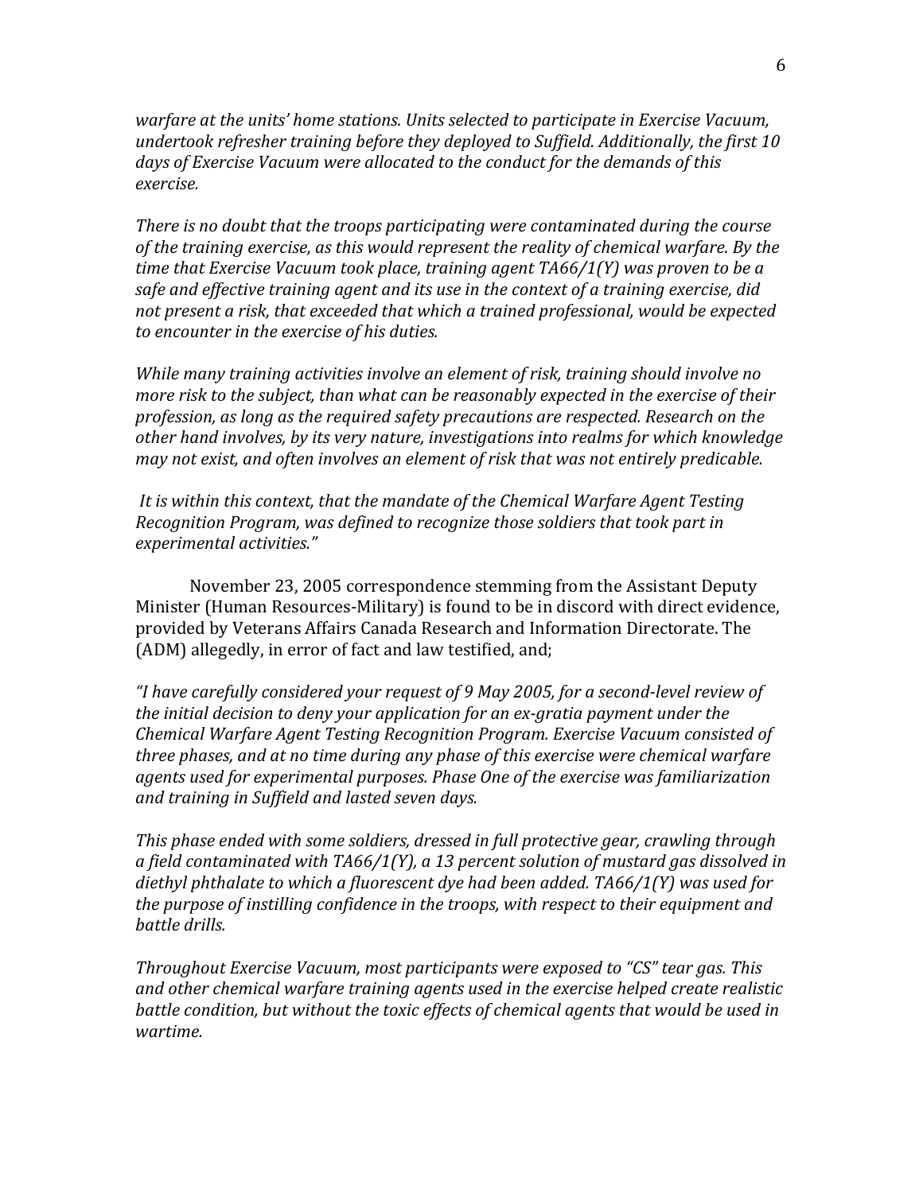*warfare at the units' home stations. Units selected to participate in Exercise Vacuum, undertook refresher training before they deployed to Suffield. Additionally, the first 10 days of Exercise Vacuum were allocated to the conduct for the demands of this exercise.*

*There is no doubt that the troops participating were contaminated during the course of the training exercise, as this would represent the reality of chemical warfare. By the time that Exercise Vacuum took place, training agent TA66/1(Y) was proven to be a safe and effective training agent and its use in the context of a training exercise, did not present a risk, that exceeded that which a trained professional, would be expected to encounter in the exercise of his duties.*

*While many training activities involve an element of risk, training should involve no more risk to the subject, than what can be reasonably expected in the exercise of their profession, as long as the required safety precautions are respected. Research on the other hand involves, by its very nature, investigations into realms for which knowledge may not exist, and often involves an element of risk that was not entirely predicable.*

*It is within this context, that the mandate of the Chemical Warfare Agent Testing Recognition Program, was defined to recognize those soldiers that took part in experimental activities."*

November 23, 2005 correspondence stemming from the Assistant Deputy Minister (Human Resources-Military) is found to be in discord with direct evidence, provided by Veterans Affairs Canada Research and Information Directorate. The (ADM) allegedly, in error of fact and law testified, and;

*"I have carefully considered your request of 9 May 2005, for a second-level review of the initial decision to deny your application for an ex-gratia payment under the Chemical Warfare Agent Testing Recognition Program. Exercise Vacuum consisted of three phases, and at no time during any phase of this exercise were chemical warfare agents used for experimental purposes. Phase One of the exercise was familiarization and training in Suffield and lasted seven days.*

*This phase ended with some soldiers, dressed in full protective gear, crawling through a field contaminated with TA66/1(Y), a 13 percent solution of mustard gas dissolved in diethyl phthalate to which a fluorescent dye had been added. TA66/1(Y) was used for the purpose of instilling confidence in the troops, with respect to their equipment and battle drills.*

*Throughout Exercise Vacuum, most participants were exposed to "CS" tear gas. This and other chemical warfare training agents used in the exercise helped create realistic battle condition, but without the toxic effects of chemical agents that would be used in wartime.*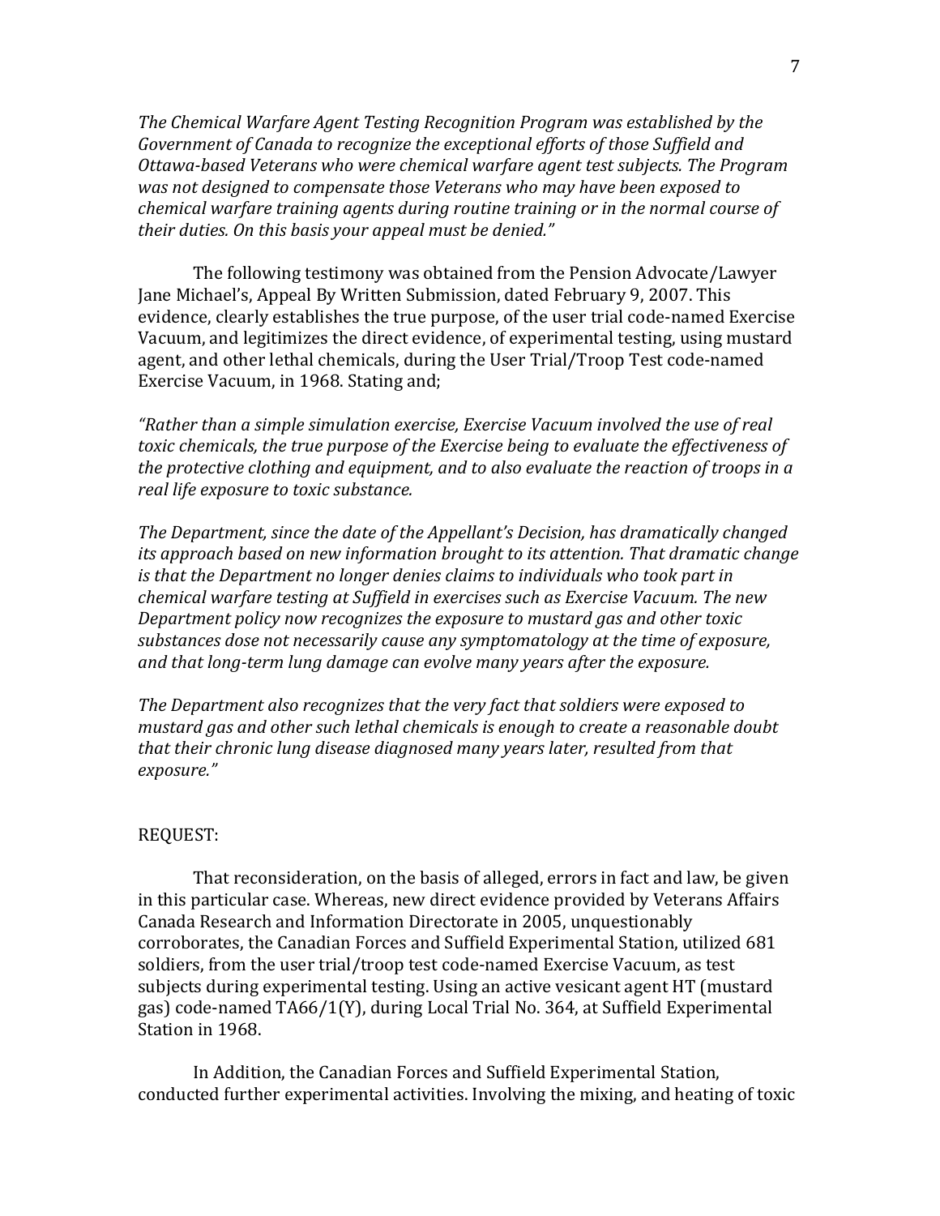*The Chemical Warfare Agent Testing Recognition Program was established by the Government of Canada to recognize the exceptional efforts of those Suffield and Ottawa-based Veterans who were chemical warfare agent test subjects. The Program was not designed to compensate those Veterans who may have been exposed to chemical warfare training agents during routine training or in the normal course of their duties. On this basis your appeal must be denied."*

The following testimony was obtained from the Pension Advocate/Lawyer Jane Michael's, Appeal By Written Submission, dated February 9, 2007. This evidence, clearly establishes the true purpose, of the user trial code-named Exercise Vacuum, and legitimizes the direct evidence, of experimental testing, using mustard agent, and other lethal chemicals, during the User Trial/Troop Test code-named Exercise Vacuum, in 1968. Stating and;

*"Rather than a simple simulation exercise, Exercise Vacuum involved the use of real toxic chemicals, the true purpose of the Exercise being to evaluate the effectiveness of the protective clothing and equipment, and to also evaluate the reaction of troops in a real life exposure to toxic substance.*

*The Department, since the date of the Appellant's Decision, has dramatically changed its approach based on new information brought to its attention. That dramatic change is that the Department no longer denies claims to individuals who took part in chemical warfare testing at Suffield in exercises such as Exercise Vacuum. The new Department policy now recognizes the exposure to mustard gas and other toxic substances dose not necessarily cause any symptomatology at the time of exposure, and that long-term lung damage can evolve many years after the exposure.*

*The Department also recognizes that the very fact that soldiers were exposed to mustard gas and other such lethal chemicals is enough to create a reasonable doubt that their chronic lung disease diagnosed many years later, resulted from that exposure."*

REQUEST:

That reconsideration, on the basis of alleged, errors in fact and law, be given in this particular case. Whereas, new direct evidence provided by Veterans Affairs Canada Research and Information Directorate in 2005, unquestionably corroborates, the Canadian Forces and Suffield Experimental Station, utilized 681 soldiers, from the user trial/troop test code-named Exercise Vacuum, as test subjects during experimental testing. Using an active vesicant agent HT (mustard gas) code-named TA66/1(Y), during Local Trial No. 364, at Suffield Experimental Station in 1968.

In Addition, the Canadian Forces and Suffield Experimental Station, conducted further experimental activities. Involving the mixing, and heating of toxic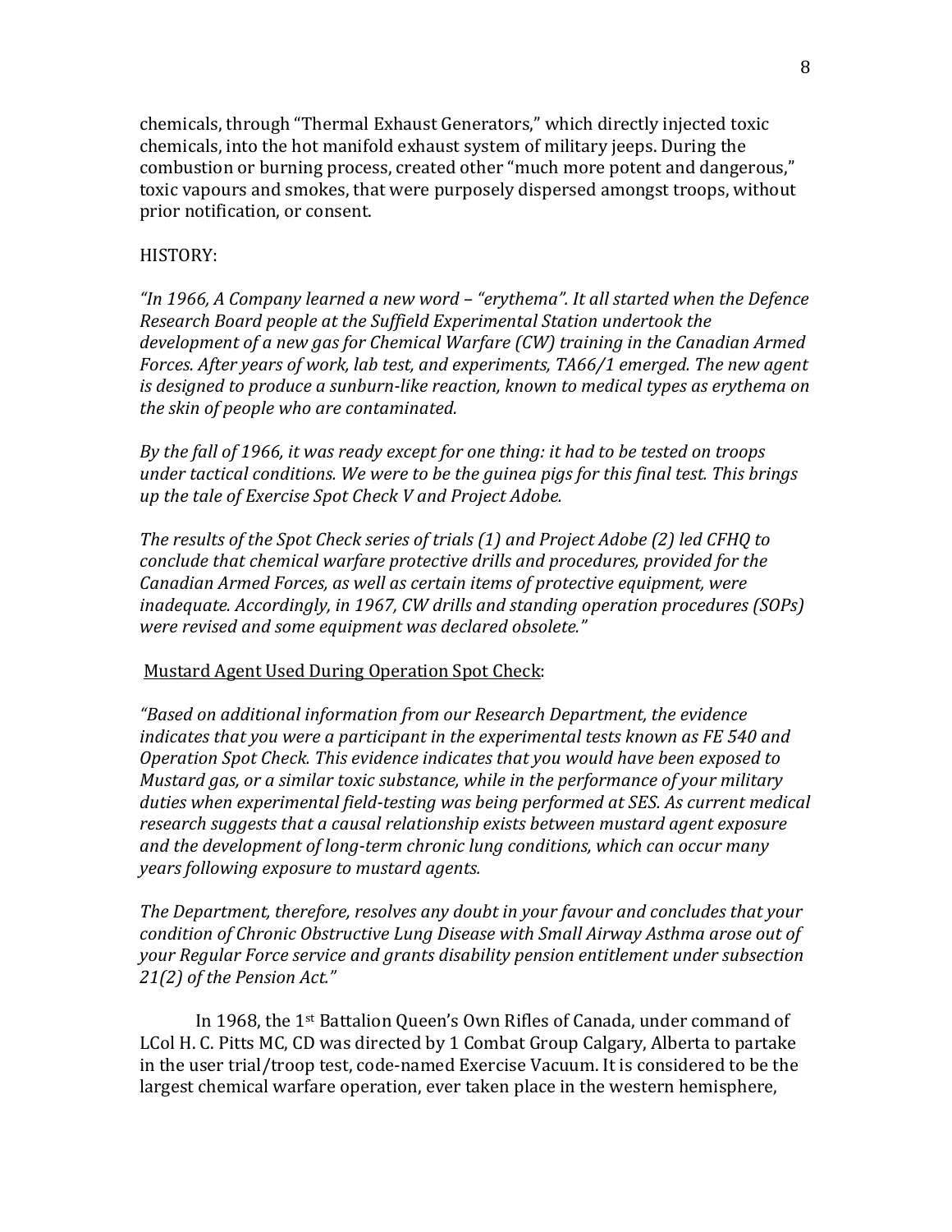chemicals, through "Thermal Exhaust Generators," which directly injected toxic chemicals, into the hot manifold exhaust system of military jeeps. During the combustion or burning process, created other "much more potent and dangerous," toxic vapours and smokes, that were purposely dispersed amongst troops, without prior notification, or consent.

HISTORY:

*"In 1966, A Company learned a new word – "erythema". It all started when the Defence Research Board people at the Suffield Experimental Station undertook the development of a new gas for Chemical Warfare (CW) training in the Canadian Armed Forces. After years of work, lab test, and experiments, TA66/1 emerged. The new agent is designed to produce a sunburn-like reaction, known to medical types as erythema on the skin of people who are contaminated.*

*By the fall of 1966, it was ready except for one thing: it had to be tested on troops under tactical conditions. We were to be the guinea pigs for this final test. This brings up the tale of Exercise Spot Check V and Project Adobe.*

*The results of the Spot Check series of trials (1) and Project Adobe (2) led CFHQ to conclude that chemical warfare protective drills and procedures, provided for the Canadian Armed Forces, as well as certain items of protective equipment, were inadequate. Accordingly, in 1967, CW drills and standing operation procedures (SOPs) were revised and some equipment was declared obsolete."*

<u>Mustard Agent Used During Operation Spot Check</u>:

*"Based on additional information from our Research Department, the evidence indicates that you were a participant in the experimental tests known as FE 540 and Operation Spot Check. This evidence indicates that you would have been exposed to Mustard gas, or a similar toxic substance, while in the performance of your military duties when experimental field-testing was being performed at SES. As current medical research suggests that a causal relationship exists between mustard agent exposure and the development of long-term chronic lung conditions, which can occur many years following exposure to mustard agents.*

*The Department, therefore, resolves any doubt in your favour and concludes that your condition of Chronic Obstructive Lung Disease with Small Airway Asthma arose out of your Regular Force service and grants disability pension entitlement under subsection 21(2) of the Pension Act."*

In 1968, the 1st Battalion Queen's Own Rifles of Canada, under command of LCol H. C. Pitts MC, CD was directed by 1 Combat Group Calgary, Alberta to partake in the user trial/troop test, code-named Exercise Vacuum. It is considered to be the largest chemical warfare operation, ever taken place in the western hemisphere,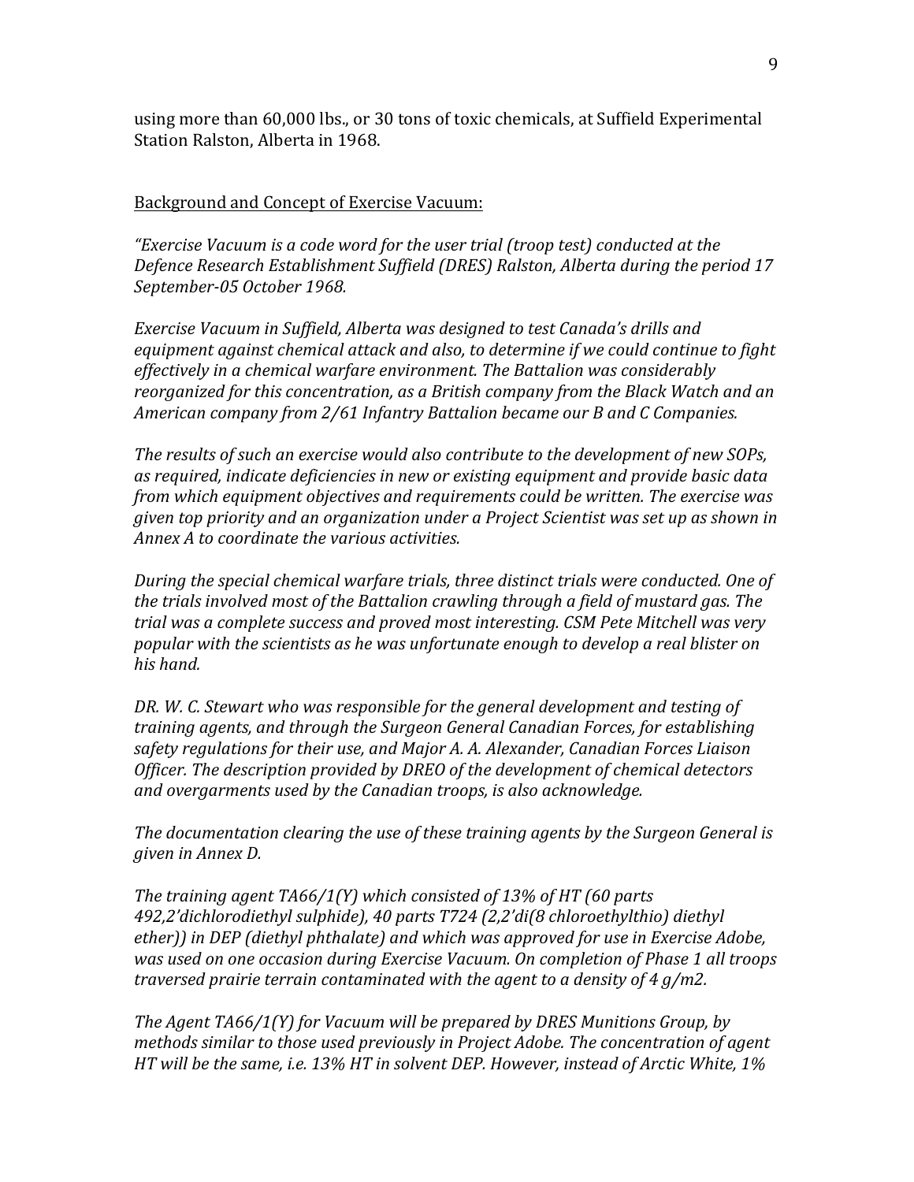using more than 60,000 lbs., or 30 tons of toxic chemicals, at Suffield Experimental Station Ralston, Alberta in 1968.

Background and Concept of Exercise Vacuum:

*"Exercise Vacuum is a code word for the user trial (troop test) conducted at the Defence Research Establishment Suffield (DRES) Ralston, Alberta during the period 17 September-05 October 1968.*

*Exercise Vacuum in Suffield, Alberta was designed to test Canada's drills and equipment against chemical attack and also, to determine if we could continue to fight effectively in a chemical warfare environment. The Battalion was considerably reorganized for this concentration, as a British company from the Black Watch and an American company from 2/61 Infantry Battalion became our B and C Companies.*

*The results of such an exercise would also contribute to the development of new SOPs, as required, indicate deficiencies in new or existing equipment and provide basic data from which equipment objectives and requirements could be written. The exercise was given top priority and an organization under a Project Scientist was set up as shown in Annex A to coordinate the various activities.*

*During the special chemical warfare trials, three distinct trials were conducted. One of the trials involved most of the Battalion crawling through a field of mustard gas. The trial was a complete success and proved most interesting. CSM Pete Mitchell was very popular with the scientists as he was unfortunate enough to develop a real blister on his hand.*

*DR. W. C. Stewart who was responsible for the general development and testing of training agents, and through the Surgeon General Canadian Forces, for establishing safety regulations for their use, and Major A. A. Alexander, Canadian Forces Liaison Officer. The description provided by DREO of the development of chemical detectors and overgarments used by the Canadian troops, is also acknowledge.*

*The documentation clearing the use of these training agents by the Surgeon General is given in Annex D.*

*The training agent TA66/1(Y) which consisted of 13% of HT (60 parts 492,2'dichlorodiethyl sulphide), 40 parts T724 (2,2'di(8 chloroethylthio) diethyl ether)) in DEP (diethyl phthalate) and which was approved for use in Exercise Adobe, was used on one occasion during Exercise Vacuum. On completion of Phase 1 all troops traversed prairie terrain contaminated with the agent to a density of 4 g/m2.*

*The Agent TA66/1(Y) for Vacuum will be prepared by DRES Munitions Group, by methods similar to those used previously in Project Adobe. The concentration of agent HT will be the same, i.e. 13% HT in solvent DEP. However, instead of Arctic White, 1%*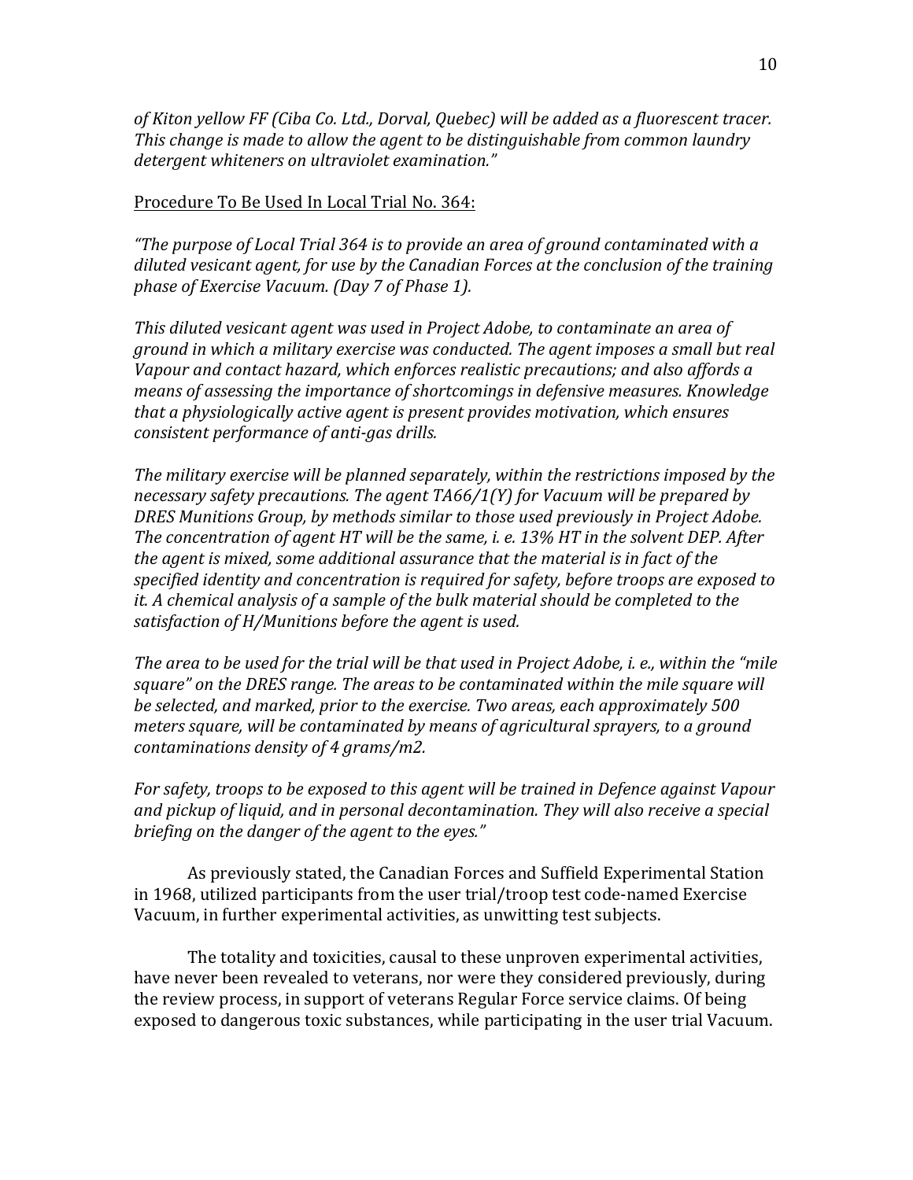*of Kiton yellow FF (Ciba Co. Ltd., Dorval, Quebec) will be added as a fluorescent tracer. This change is made to allow the agent to be distinguishable from common laundry detergent whiteners on ultraviolet examination."*

<u>Procedure To Be Used In Local Trial No. 364:</u>

*"The purpose of Local Trial 364 is to provide an area of ground contaminated with a diluted vesicant agent, for use by the Canadian Forces at the conclusion of the training phase of Exercise Vacuum. (Day 7 of Phase 1).*

*This diluted vesicant agent was used in Project Adobe, to contaminate an area of ground in which a military exercise was conducted. The agent imposes a small but real Vapour and contact hazard, which enforces realistic precautions; and also affords a means of assessing the importance of shortcomings in defensive measures. Knowledge that a physiologically active agent is present provides motivation, which ensures consistent performance of anti-gas drills.*

*The military exercise will be planned separately, within the restrictions imposed by the necessary safety precautions. The agent TA66/1(Y) for Vacuum will be prepared by DRES Munitions Group, by methods similar to those used previously in Project Adobe. The concentration of agent HT will be the same, i. e. 13% HT in the solvent DEP. After the agent is mixed, some additional assurance that the material is in fact of the specified identity and concentration is required for safety, before troops are exposed to it. A chemical analysis of a sample of the bulk material should be completed to the satisfaction of H/Munitions before the agent is used.*

*The area to be used for the trial will be that used in Project Adobe, i. e., within the "mile square" on the DRES range. The areas to be contaminated within the mile square will be selected, and marked, prior to the exercise. Two areas, each approximately 500 meters square, will be contaminated by means of agricultural sprayers, to a ground contaminations density of 4 grams/m2.*

*For safety, troops to be exposed to this agent will be trained in Defence against Vapour and pickup of liquid, and in personal decontamination. They will also receive a special briefing on the danger of the agent to the eyes."*

As previously stated, the Canadian Forces and Suffield Experimental Station in 1968, utilized participants from the user trial/troop test code-named Exercise Vacuum, in further experimental activities, as unwitting test subjects.

The totality and toxicities, causal to these unproven experimental activities, have never been revealed to veterans, nor were they considered previously, during the review process, in support of veterans Regular Force service claims. Of being exposed to dangerous toxic substances, while participating in the user trial Vacuum.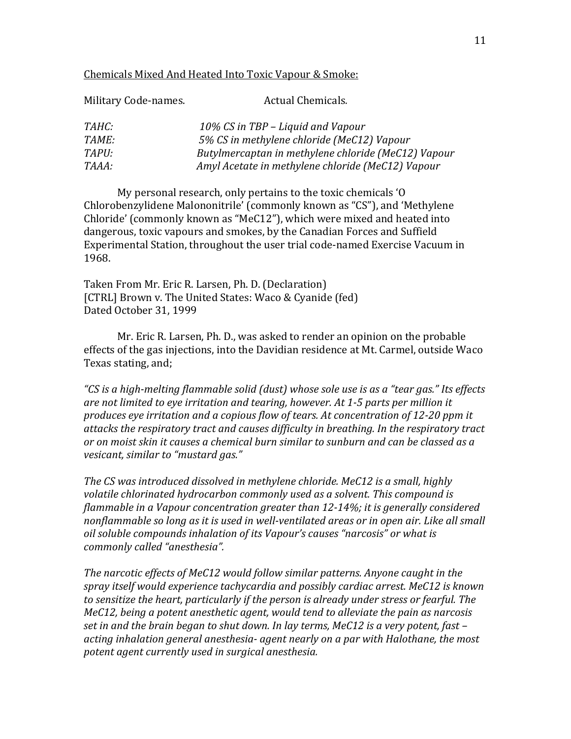<u>Chemicals Mixed And Heated Into Toxic Vapour & Smoke:</u>

| Military Code-names. | Actual Chemicals. |
|---|---|
| *TAHC:* | *10% CS in TBP – Liquid and Vapour* |
| *TAME:* | *5% CS in methylene chloride (MeC12) Vapour* |
| *TAPU:* | *Butylmercaptan in methylene chloride (MeC12) Vapour* |
| *TAAA:* | *Amyl Acetate in methylene chloride (MeC12) Vapour* |

My personal research, only pertains to the toxic chemicals 'O Chlorobenzylidene Malononitrile' (commonly known as "CS"), and 'Methylene Chloride' (commonly known as "MeC12"), which were mixed and heated into dangerous, toxic vapours and smokes, by the Canadian Forces and Suffield Experimental Station, throughout the user trial code-named Exercise Vacuum in 1968.

Taken From Mr. Eric R. Larsen, Ph. D. (Declaration)
[CTRL] Brown v. The United States: Waco & Cyanide (fed)
Dated October 31, 1999

Mr. Eric R. Larsen, Ph. D., was asked to render an opinion on the probable effects of the gas injections, into the Davidian residence at Mt. Carmel, outside Waco Texas stating, and;

*"CS is a high-melting flammable solid (dust) whose sole use is as a "tear gas." Its effects are not limited to eye irritation and tearing, however. At 1-5 parts per million it produces eye irritation and a copious flow of tears. At concentration of 12-20 ppm it attacks the respiratory tract and causes difficulty in breathing. In the respiratory tract or on moist skin it causes a chemical burn similar to sunburn and can be classed as a vesicant, similar to "mustard gas."*

*The CS was introduced dissolved in methylene chloride. MeC12 is a small, highly volatile chlorinated hydrocarbon commonly used as a solvent. This compound is flammable in a Vapour concentration greater than 12-14%; it is generally considered nonflammable so long as it is used in well-ventilated areas or in open air. Like all small oil soluble compounds inhalation of its Vapour's causes "narcosis" or what is commonly called "anesthesia".*

*The narcotic effects of MeC12 would follow similar patterns. Anyone caught in the spray itself would experience tachycardia and possibly cardiac arrest. MeC12 is known to sensitize the heart, particularly if the person is already under stress or fearful. The MeC12, being a potent anesthetic agent, would tend to alleviate the pain as narcosis set in and the brain began to shut down. In lay terms, MeC12 is a very potent, fast – acting inhalation general anesthesia- agent nearly on a par with Halothane, the most potent agent currently used in surgical anesthesia.*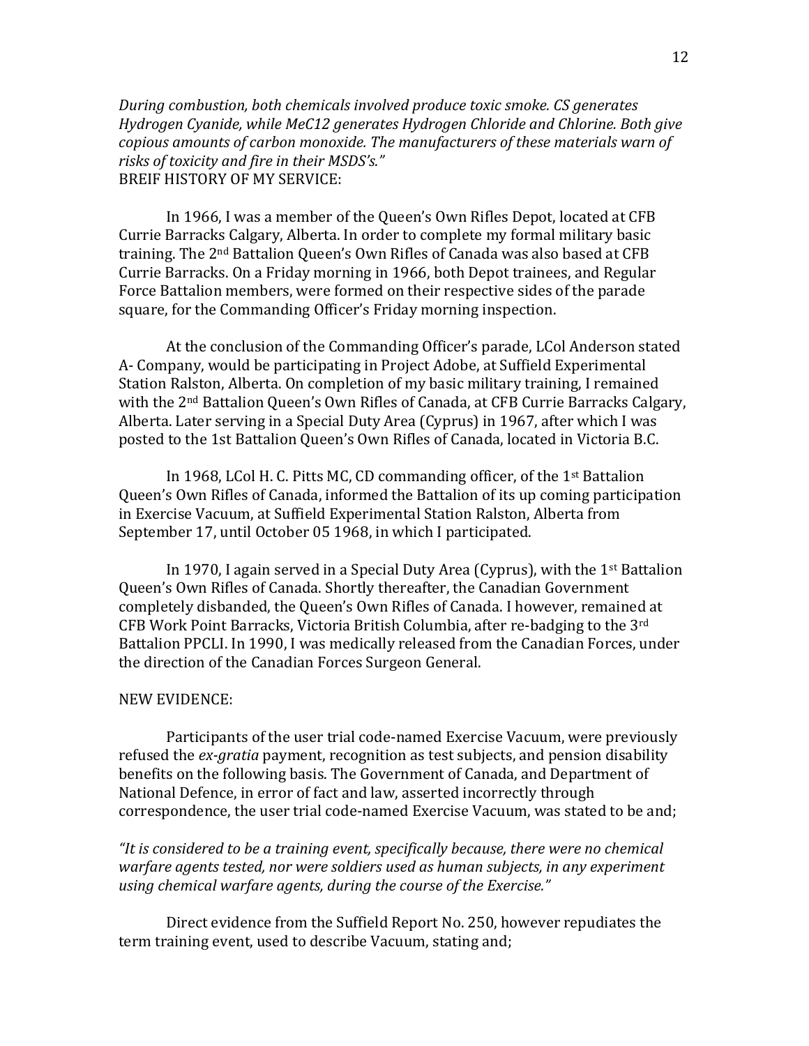*During combustion, both chemicals involved produce toxic smoke. CS generates Hydrogen Cyanide, while MeC12 generates Hydrogen Chloride and Chlorine. Both give copious amounts of carbon monoxide. The manufacturers of these materials warn of risks of toxicity and fire in their MSDS's."*

BREIF HISTORY OF MY SERVICE:

In 1966, I was a member of the Queen's Own Rifles Depot, located at CFB Currie Barracks Calgary, Alberta. In order to complete my formal military basic training. The 2nd Battalion Queen's Own Rifles of Canada was also based at CFB Currie Barracks. On a Friday morning in 1966, both Depot trainees, and Regular Force Battalion members, were formed on their respective sides of the parade square, for the Commanding Officer's Friday morning inspection.

At the conclusion of the Commanding Officer's parade, LCol Anderson stated A- Company, would be participating in Project Adobe, at Suffield Experimental Station Ralston, Alberta. On completion of my basic military training, I remained with the 2nd Battalion Queen's Own Rifles of Canada, at CFB Currie Barracks Calgary, Alberta. Later serving in a Special Duty Area (Cyprus) in 1967, after which I was posted to the 1st Battalion Queen's Own Rifles of Canada, located in Victoria B.C.

In 1968, LCol H. C. Pitts MC, CD commanding officer, of the 1st Battalion Queen's Own Rifles of Canada, informed the Battalion of its up coming participation in Exercise Vacuum, at Suffield Experimental Station Ralston, Alberta from September 17, until October 05 1968, in which I participated.

In 1970, I again served in a Special Duty Area (Cyprus), with the 1st Battalion Queen's Own Rifles of Canada. Shortly thereafter, the Canadian Government completely disbanded, the Queen's Own Rifles of Canada. I however, remained at CFB Work Point Barracks, Victoria British Columbia, after re-badging to the 3rd Battalion PPCLI. In 1990, I was medically released from the Canadian Forces, under the direction of the Canadian Forces Surgeon General.

NEW EVIDENCE:

Participants of the user trial code-named Exercise Vacuum, were previously refused the *ex-gratia* payment, recognition as test subjects, and pension disability benefits on the following basis. The Government of Canada, and Department of National Defence, in error of fact and law, asserted incorrectly through correspondence, the user trial code-named Exercise Vacuum, was stated to be and;

*"It is considered to be a training event, specifically because, there were no chemical warfare agents tested, nor were soldiers used as human subjects, in any experiment using chemical warfare agents, during the course of the Exercise."*

Direct evidence from the Suffield Report No. 250, however repudiates the term training event, used to describe Vacuum, stating and;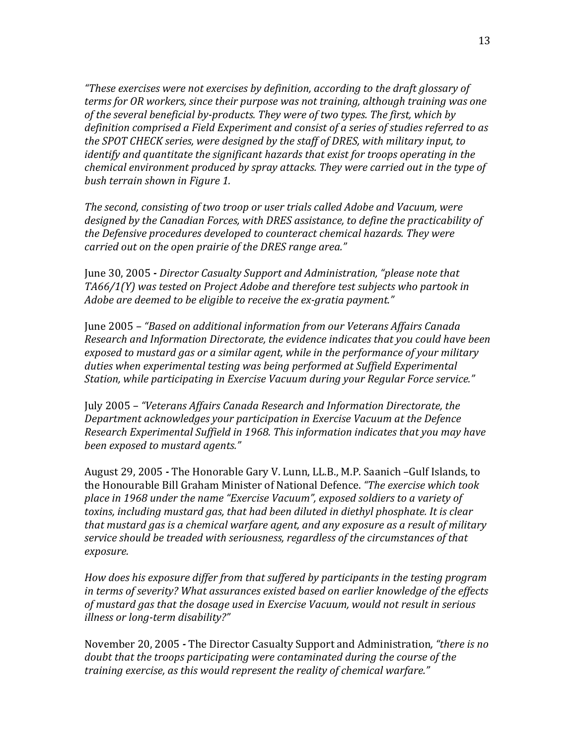*"These exercises were not exercises by definition, according to the draft glossary of terms for OR workers, since their purpose was not training, although training was one of the several beneficial by-products. They were of two types. The first, which by definition comprised a Field Experiment and consist of a series of studies referred to as the SPOT CHECK series, were designed by the staff of DRES, with military input, to identify and quantitate the significant hazards that exist for troops operating in the chemical environment produced by spray attacks. They were carried out in the type of bush terrain shown in Figure 1.*

*The second, consisting of two troop or user trials called Adobe and Vacuum, were designed by the Canadian Forces, with DRES assistance, to define the practicability of the Defensive procedures developed to counteract chemical hazards. They were carried out on the open prairie of the DRES range area."*

June 30, 2005 **-** *Director Casualty Support and Administration, "please note that TA66/1(Y) was tested on Project Adobe and therefore test subjects who partook in Adobe are deemed to be eligible to receive the ex-gratia payment."*

June 2005 – *"Based on additional information from our Veterans Affairs Canada Research and Information Directorate, the evidence indicates that you could have been exposed to mustard gas or a similar agent, while in the performance of your military duties when experimental testing was being performed at Suffield Experimental Station, while participating in Exercise Vacuum during your Regular Force service."*

July 2005 – *"Veterans Affairs Canada Research and Information Directorate, the Department acknowledges your participation in Exercise Vacuum at the Defence Research Experimental Suffield in 1968. This information indicates that you may have been exposed to mustard agents."*

August 29, 2005 **-** The Honorable Gary V. Lunn, LL.B., M.P. Saanich –Gulf Islands, to the Honourable Bill Graham Minister of National Defence. *"The exercise which took place in 1968 under the name "Exercise Vacuum", exposed soldiers to a variety of toxins, including mustard gas, that had been diluted in diethyl phosphate. It is clear that mustard gas is a chemical warfare agent, and any exposure as a result of military service should be treaded with seriousness, regardless of the circumstances of that exposure.*

*How does his exposure differ from that suffered by participants in the testing program in terms of severity? What assurances existed based on earlier knowledge of the effects of mustard gas that the dosage used in Exercise Vacuum, would not result in serious illness or long-term disability?"*

November 20, 2005 **-** The Director Casualty Support and Administration, *"there is no doubt that the troops participating were contaminated during the course of the training exercise, as this would represent the reality of chemical warfare."*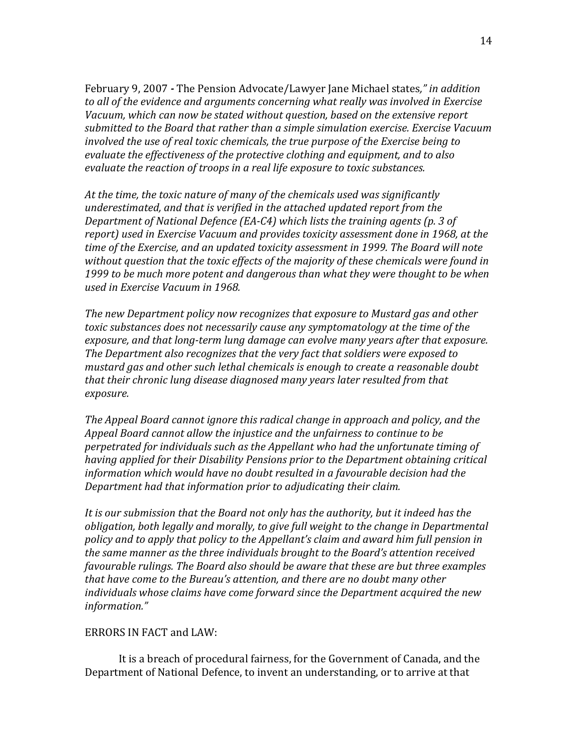February 9, 2007 **-** The Pension Advocate/Lawyer Jane Michael states*," in addition to all of the evidence and arguments concerning what really was involved in Exercise Vacuum, which can now be stated without question, based on the extensive report submitted to the Board that rather than a simple simulation exercise. Exercise Vacuum involved the use of real toxic chemicals, the true purpose of the Exercise being to evaluate the effectiveness of the protective clothing and equipment, and to also evaluate the reaction of troops in a real life exposure to toxic substances.*

*At the time, the toxic nature of many of the chemicals used was significantly underestimated, and that is verified in the attached updated report from the Department of National Defence (EA-C4) which lists the training agents (p. 3 of report) used in Exercise Vacuum and provides toxicity assessment done in 1968, at the time of the Exercise, and an updated toxicity assessment in 1999. The Board will note without question that the toxic effects of the majority of these chemicals were found in 1999 to be much more potent and dangerous than what they were thought to be when used in Exercise Vacuum in 1968.*

*The new Department policy now recognizes that exposure to Mustard gas and other toxic substances does not necessarily cause any symptomatology at the time of the exposure, and that long-term lung damage can evolve many years after that exposure. The Department also recognizes that the very fact that soldiers were exposed to mustard gas and other such lethal chemicals is enough to create a reasonable doubt that their chronic lung disease diagnosed many years later resulted from that exposure.*

*The Appeal Board cannot ignore this radical change in approach and policy, and the Appeal Board cannot allow the injustice and the unfairness to continue to be perpetrated for individuals such as the Appellant who had the unfortunate timing of having applied for their Disability Pensions prior to the Department obtaining critical information which would have no doubt resulted in a favourable decision had the Department had that information prior to adjudicating their claim.*

*It is our submission that the Board not only has the authority, but it indeed has the obligation, both legally and morally, to give full weight to the change in Departmental policy and to apply that policy to the Appellant's claim and award him full pension in the same manner as the three individuals brought to the Board's attention received favourable rulings. The Board also should be aware that these are but three examples that have come to the Bureau's attention, and there are no doubt many other individuals whose claims have come forward since the Department acquired the new information."*

ERRORS IN FACT and LAW:

It is a breach of procedural fairness, for the Government of Canada, and the Department of National Defence, to invent an understanding, or to arrive at that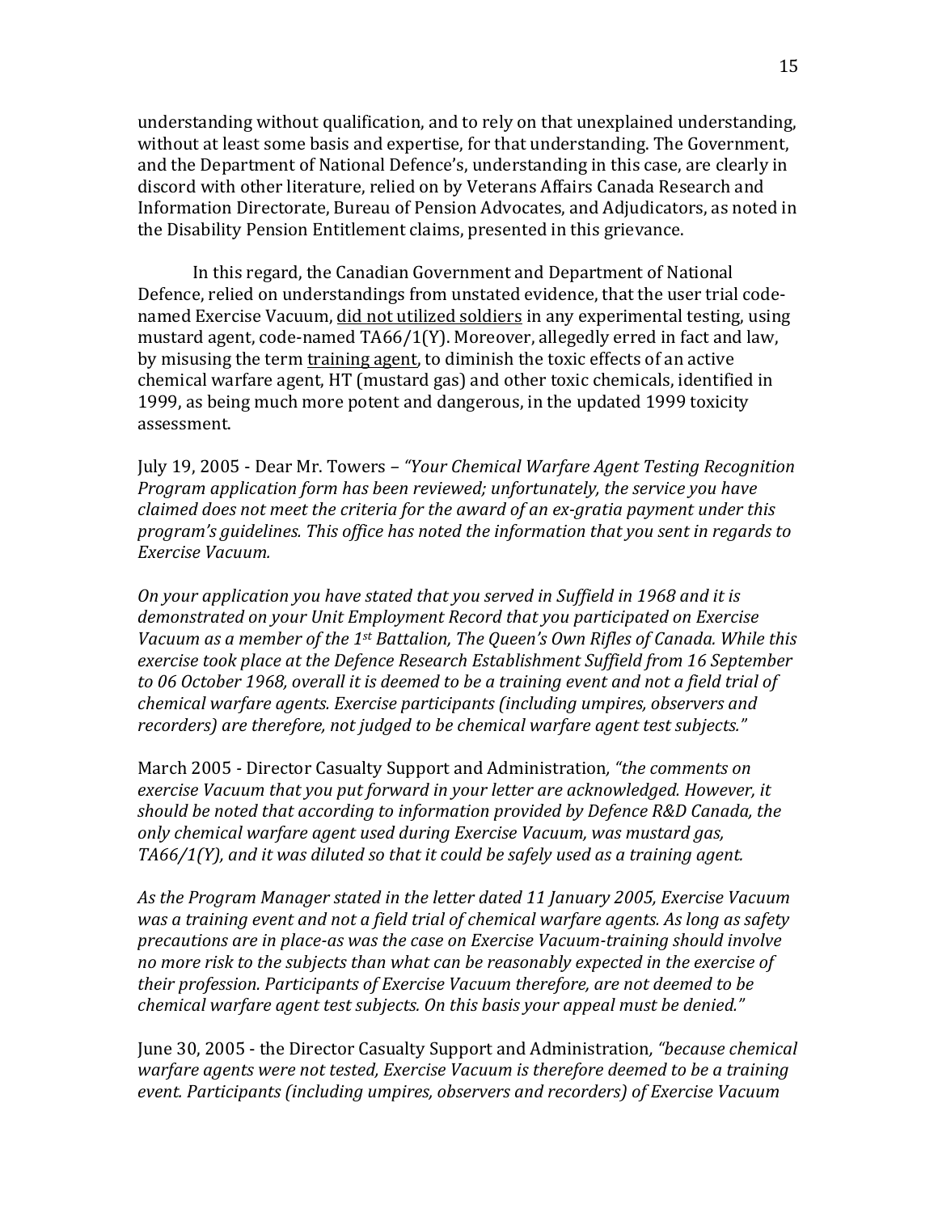understanding without qualification, and to rely on that unexplained understanding, without at least some basis and expertise, for that understanding. The Government, and the Department of National Defence's, understanding in this case, are clearly in discord with other literature, relied on by Veterans Affairs Canada Research and Information Directorate, Bureau of Pension Advocates, and Adjudicators, as noted in the Disability Pension Entitlement claims, presented in this grievance.

In this regard, the Canadian Government and Department of National Defence, relied on understandings from unstated evidence, that the user trial code-named Exercise Vacuum, <u>did not utilized soldiers</u> in any experimental testing, using mustard agent, code-named TA66/1(Y). Moreover, allegedly erred in fact and law, by misusing the term <u>training agent</u>, to diminish the toxic effects of an active chemical warfare agent, HT (mustard gas) and other toxic chemicals, identified in 1999, as being much more potent and dangerous, in the updated 1999 toxicity assessment.

July 19, 2005 - Dear Mr. Towers – *"Your Chemical Warfare Agent Testing Recognition Program application form has been reviewed; unfortunately, the service you have claimed does not meet the criteria for the award of an ex-gratia payment under this program's guidelines. This office has noted the information that you sent in regards to Exercise Vacuum.*

*On your application you have stated that you served in Suffield in 1968 and it is demonstrated on your Unit Employment Record that you participated on Exercise Vacuum as a member of the 1st Battalion, The Queen's Own Rifles of Canada. While this exercise took place at the Defence Research Establishment Suffield from 16 September to 06 October 1968, overall it is deemed to be a training event and not a field trial of chemical warfare agents. Exercise participants (including umpires, observers and recorders) are therefore, not judged to be chemical warfare agent test subjects."*

March 2005 - Director Casualty Support and Administration, *"the comments on exercise Vacuum that you put forward in your letter are acknowledged. However, it should be noted that according to information provided by Defence R&D Canada, the only chemical warfare agent used during Exercise Vacuum, was mustard gas, TA66/1(Y), and it was diluted so that it could be safely used as a training agent.*

*As the Program Manager stated in the letter dated 11 January 2005, Exercise Vacuum was a training event and not a field trial of chemical warfare agents. As long as safety precautions are in place-as was the case on Exercise Vacuum-training should involve no more risk to the subjects than what can be reasonably expected in the exercise of their profession. Participants of Exercise Vacuum therefore, are not deemed to be chemical warfare agent test subjects. On this basis your appeal must be denied."*

June 30, 2005 - the Director Casualty Support and Administration, *"because chemical warfare agents were not tested, Exercise Vacuum is therefore deemed to be a training event. Participants (including umpires, observers and recorders) of Exercise Vacuum*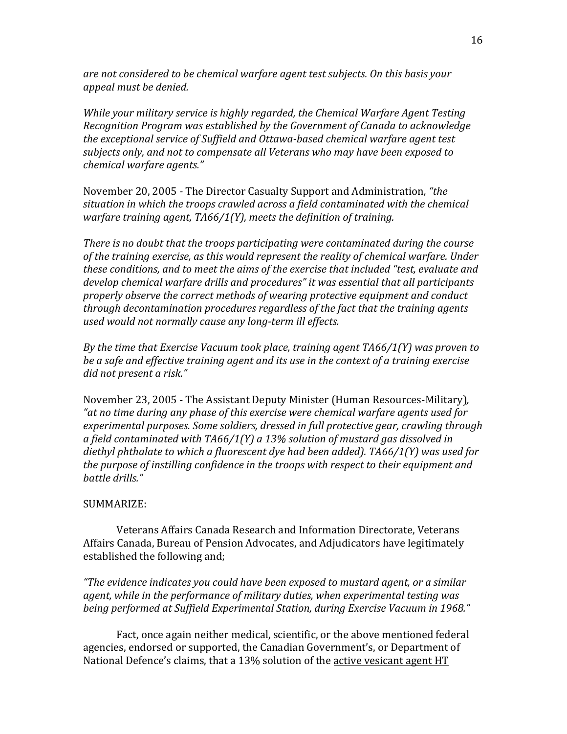*are not considered to be chemical warfare agent test subjects. On this basis your appeal must be denied.*

*While your military service is highly regarded, the Chemical Warfare Agent Testing Recognition Program was established by the Government of Canada to acknowledge the exceptional service of Suffield and Ottawa-based chemical warfare agent test subjects only, and not to compensate all Veterans who may have been exposed to chemical warfare agents."*

November 20, 2005 - The Director Casualty Support and Administration*, "the situation in which the troops crawled across a field contaminated with the chemical warfare training agent, TA66/1(Y), meets the definition of training.*

*There is no doubt that the troops participating were contaminated during the course of the training exercise, as this would represent the reality of chemical warfare. Under these conditions, and to meet the aims of the exercise that included "test, evaluate and develop chemical warfare drills and procedures" it was essential that all participants properly observe the correct methods of wearing protective equipment and conduct through decontamination procedures regardless of the fact that the training agents used would not normally cause any long-term ill effects.*

*By the time that Exercise Vacuum took place, training agent TA66/1(Y) was proven to be a safe and effective training agent and its use in the context of a training exercise did not present a risk."*

November 23, 2005 - The Assistant Deputy Minister (Human Resources-Military)*, "at no time during any phase of this exercise were chemical warfare agents used for experimental purposes. Some soldiers, dressed in full protective gear, crawling through a field contaminated with TA66/1(Y) a 13% solution of mustard gas dissolved in diethyl phthalate to which a fluorescent dye had been added). TA66/1(Y) was used for the purpose of instilling confidence in the troops with respect to their equipment and battle drills."*

SUMMARIZE:

Veterans Affairs Canada Research and Information Directorate, Veterans Affairs Canada, Bureau of Pension Advocates, and Adjudicators have legitimately established the following and;

*"The evidence indicates you could have been exposed to mustard agent, or a similar agent, while in the performance of military duties, when experimental testing was being performed at Suffield Experimental Station, during Exercise Vacuum in 1968."*

Fact, once again neither medical, scientific, or the above mentioned federal agencies, endorsed or supported, the Canadian Government's, or Department of National Defence's claims, that a 13% solution of the active vesicant agent HT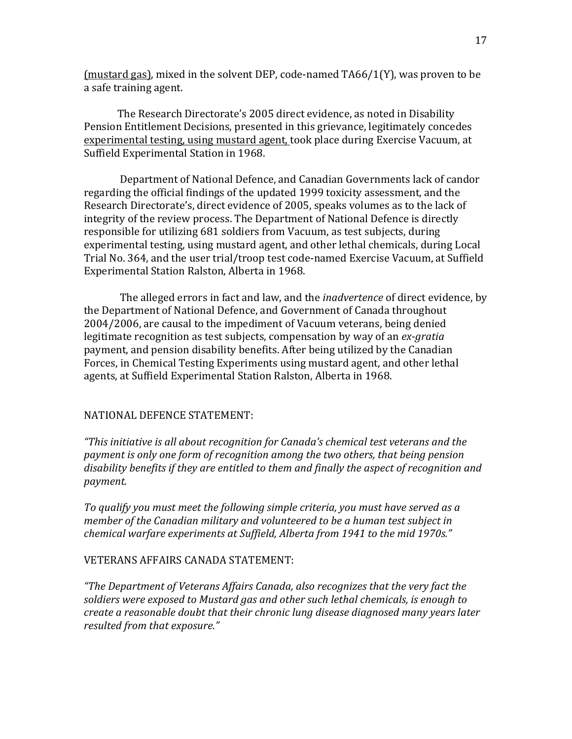(mustard gas), mixed in the solvent DEP, code-named TA66/1(Y), was proven to be a safe training agent.

The Research Directorate's 2005 direct evidence, as noted in Disability Pension Entitlement Decisions, presented in this grievance, legitimately concedes experimental testing, using mustard agent, took place during Exercise Vacuum, at Suffield Experimental Station in 1968.

Department of National Defence, and Canadian Governments lack of candor regarding the official findings of the updated 1999 toxicity assessment, and the Research Directorate's, direct evidence of 2005, speaks volumes as to the lack of integrity of the review process. The Department of National Defence is directly responsible for utilizing 681 soldiers from Vacuum, as test subjects, during experimental testing, using mustard agent, and other lethal chemicals, during Local Trial No. 364, and the user trial/troop test code-named Exercise Vacuum, at Suffield Experimental Station Ralston, Alberta in 1968.

The alleged errors in fact and law, and the *inadvertence* of direct evidence, by the Department of National Defence, and Government of Canada throughout 2004/2006, are causal to the impediment of Vacuum veterans, being denied legitimate recognition as test subjects, compensation by way of an *ex-gratia* payment, and pension disability benefits. After being utilized by the Canadian Forces, in Chemical Testing Experiments using mustard agent, and other lethal agents, at Suffield Experimental Station Ralston, Alberta in 1968.

NATIONAL DEFENCE STATEMENT:

*"This initiative is all about recognition for Canada's chemical test veterans and the payment is only one form of recognition among the two others, that being pension disability benefits if they are entitled to them and finally the aspect of recognition and payment.*

*To qualify you must meet the following simple criteria, you must have served as a member of the Canadian military and volunteered to be a human test subject in chemical warfare experiments at Suffield, Alberta from 1941 to the mid 1970s."*

VETERANS AFFAIRS CANADA STATEMENT:

*"The Department of Veterans Affairs Canada, also recognizes that the very fact the soldiers were exposed to Mustard gas and other such lethal chemicals, is enough to create a reasonable doubt that their chronic lung disease diagnosed many years later resulted from that exposure."*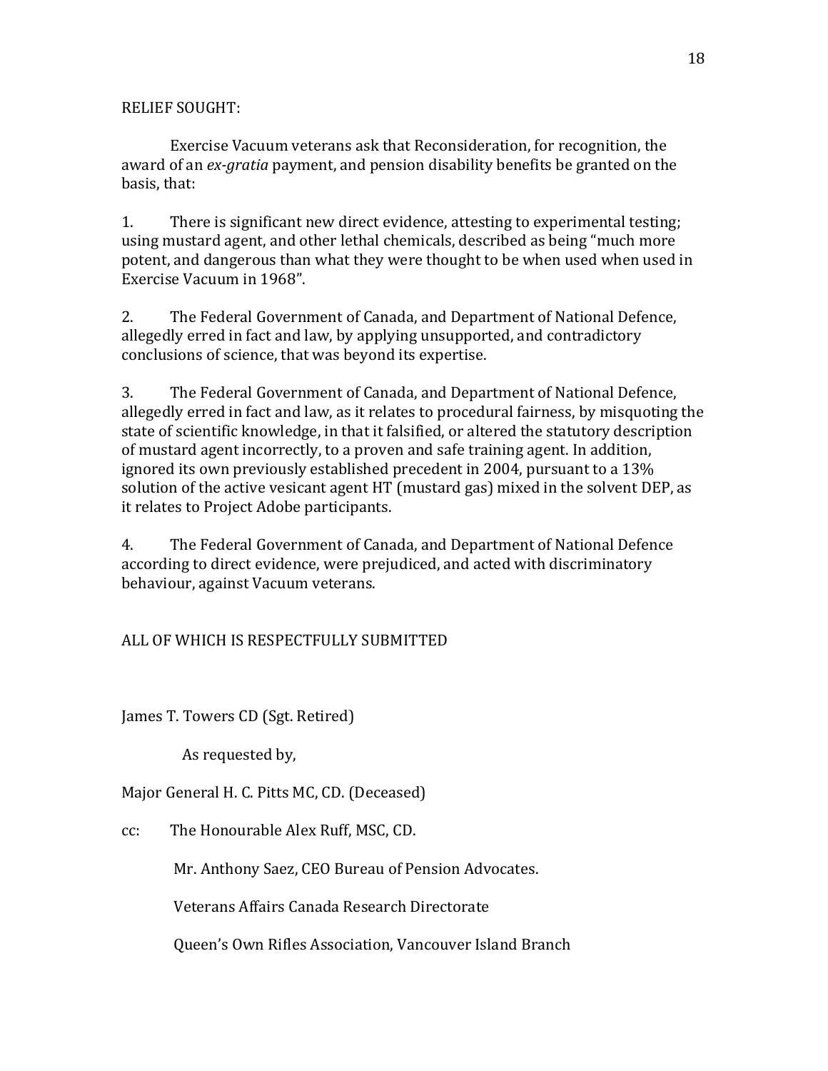RELIEF SOUGHT:

Exercise Vacuum veterans ask that Reconsideration, for recognition, the award of an *ex-gratia* payment, and pension disability benefits be granted on the basis, that:

1. There is significant new direct evidence, attesting to experimental testing; using mustard agent, and other lethal chemicals, described as being "much more potent, and dangerous than what they were thought to be when used when used in Exercise Vacuum in 1968".

2. The Federal Government of Canada, and Department of National Defence, allegedly erred in fact and law, by applying unsupported, and contradictory conclusions of science, that was beyond its expertise.

3. The Federal Government of Canada, and Department of National Defence, allegedly erred in fact and law, as it relates to procedural fairness, by misquoting the state of scientific knowledge, in that it falsified, or altered the statutory description of mustard agent incorrectly, to a proven and safe training agent. In addition, ignored its own previously established precedent in 2004, pursuant to a 13% solution of the active vesicant agent HT (mustard gas) mixed in the solvent DEP, as it relates to Project Adobe participants.

4. The Federal Government of Canada, and Department of National Defence according to direct evidence, were prejudiced, and acted with discriminatory behaviour, against Vacuum veterans.

ALL OF WHICH IS RESPECTFULLY SUBMITTED

James T. Towers CD (Sgt. Retired)

As requested by,

Major General H. C. Pitts MC, CD. (Deceased)

cc: The Honourable Alex Ruff, MSC, CD.

Mr. Anthony Saez, CEO Bureau of Pension Advocates.

Veterans Affairs Canada Research Directorate

Queen's Own Rifles Association, Vancouver Island Branch